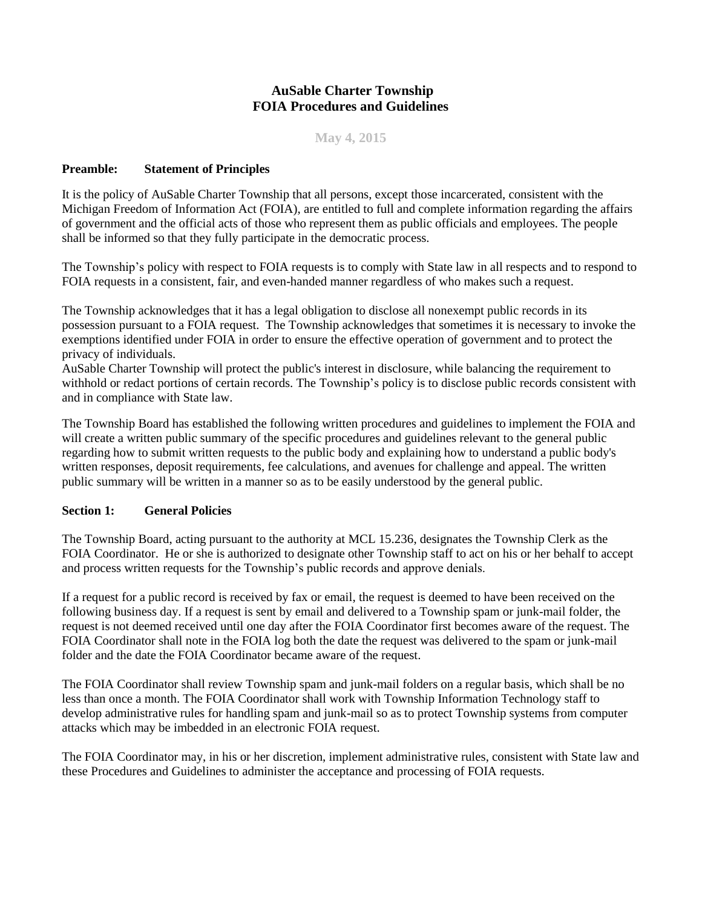# AuSable Charter Township
# FOIA Procedures and Guidelines

May 4, 2015

## Preamble: Statement of Principles

It is the policy of AuSable Charter Township that all persons, except those incarcerated, consistent with the Michigan Freedom of Information Act (FOIA), are entitled to full and complete information regarding the affairs of government and the official acts of those who represent them as public officials and employees. The people shall be informed so that they fully participate in the democratic process.

The Township's policy with respect to FOIA requests is to comply with State law in all respects and to respond to FOIA requests in a consistent, fair, and even-handed manner regardless of who makes such a request.

The Township acknowledges that it has a legal obligation to disclose all nonexempt public records in its possession pursuant to a FOIA request. The Township acknowledges that sometimes it is necessary to invoke the exemptions identified under FOIA in order to ensure the effective operation of government and to protect the privacy of individuals.

AuSable Charter Township will protect the public's interest in disclosure, while balancing the requirement to withhold or redact portions of certain records. The Township's policy is to disclose public records consistent with and in compliance with State law.

The Township Board has established the following written procedures and guidelines to implement the FOIA and will create a written public summary of the specific procedures and guidelines relevant to the general public regarding how to submit written requests to the public body and explaining how to understand a public body's written responses, deposit requirements, fee calculations, and avenues for challenge and appeal. The written public summary will be written in a manner so as to be easily understood by the general public.

## Section 1: General Policies

The Township Board, acting pursuant to the authority at MCL 15.236, designates the Township Clerk as the FOIA Coordinator. He or she is authorized to designate other Township staff to act on his or her behalf to accept and process written requests for the Township's public records and approve denials.

If a request for a public record is received by fax or email, the request is deemed to have been received on the following business day. If a request is sent by email and delivered to a Township spam or junk-mail folder, the request is not deemed received until one day after the FOIA Coordinator first becomes aware of the request. The FOIA Coordinator shall note in the FOIA log both the date the request was delivered to the spam or junk-mail folder and the date the FOIA Coordinator became aware of the request.

The FOIA Coordinator shall review Township spam and junk-mail folders on a regular basis, which shall be no less than once a month. The FOIA Coordinator shall work with Township Information Technology staff to develop administrative rules for handling spam and junk-mail so as to protect Township systems from computer attacks which may be imbedded in an electronic FOIA request.

The FOIA Coordinator may, in his or her discretion, implement administrative rules, consistent with State law and these Procedures and Guidelines to administer the acceptance and processing of FOIA requests.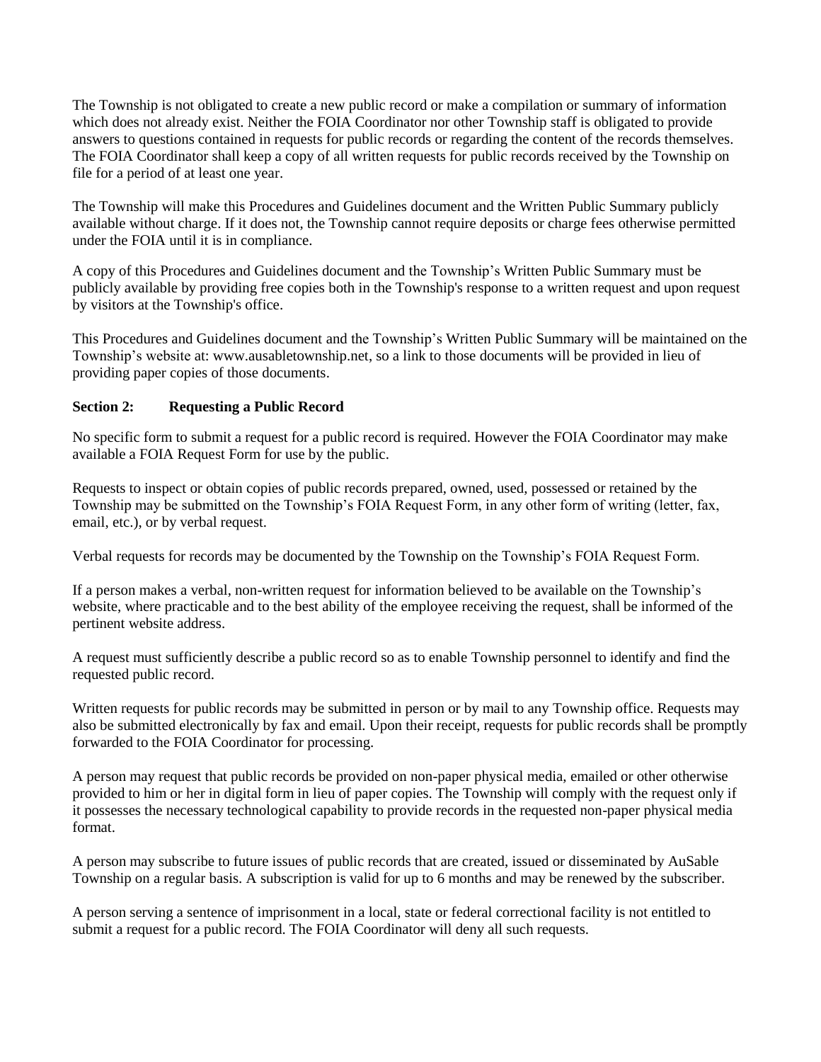The Township is not obligated to create a new public record or make a compilation or summary of information which does not already exist. Neither the FOIA Coordinator nor other Township staff is obligated to provide answers to questions contained in requests for public records or regarding the content of the records themselves. The FOIA Coordinator shall keep a copy of all written requests for public records received by the Township on file for a period of at least one year.

The Township will make this Procedures and Guidelines document and the Written Public Summary publicly available without charge. If it does not, the Township cannot require deposits or charge fees otherwise permitted under the FOIA until it is in compliance.

A copy of this Procedures and Guidelines document and the Township's Written Public Summary must be publicly available by providing free copies both in the Township's response to a written request and upon request by visitors at the Township's office.

This Procedures and Guidelines document and the Township's Written Public Summary will be maintained on the Township's website at: www.ausabletownship.net, so a link to those documents will be provided in lieu of providing paper copies of those documents.

## Section 2: Requesting a Public Record

No specific form to submit a request for a public record is required. However the FOIA Coordinator may make available a FOIA Request Form for use by the public.

Requests to inspect or obtain copies of public records prepared, owned, used, possessed or retained by the Township may be submitted on the Township's FOIA Request Form, in any other form of writing (letter, fax, email, etc.), or by verbal request.

Verbal requests for records may be documented by the Township on the Township's FOIA Request Form.

If a person makes a verbal, non-written request for information believed to be available on the Township's website, where practicable and to the best ability of the employee receiving the request, shall be informed of the pertinent website address.

A request must sufficiently describe a public record so as to enable Township personnel to identify and find the requested public record.

Written requests for public records may be submitted in person or by mail to any Township office. Requests may also be submitted electronically by fax and email. Upon their receipt, requests for public records shall be promptly forwarded to the FOIA Coordinator for processing.

A person may request that public records be provided on non-paper physical media, emailed or other otherwise provided to him or her in digital form in lieu of paper copies. The Township will comply with the request only if it possesses the necessary technological capability to provide records in the requested non-paper physical media format.

A person may subscribe to future issues of public records that are created, issued or disseminated by AuSable Township on a regular basis. A subscription is valid for up to 6 months and may be renewed by the subscriber.

A person serving a sentence of imprisonment in a local, state or federal correctional facility is not entitled to submit a request for a public record. The FOIA Coordinator will deny all such requests.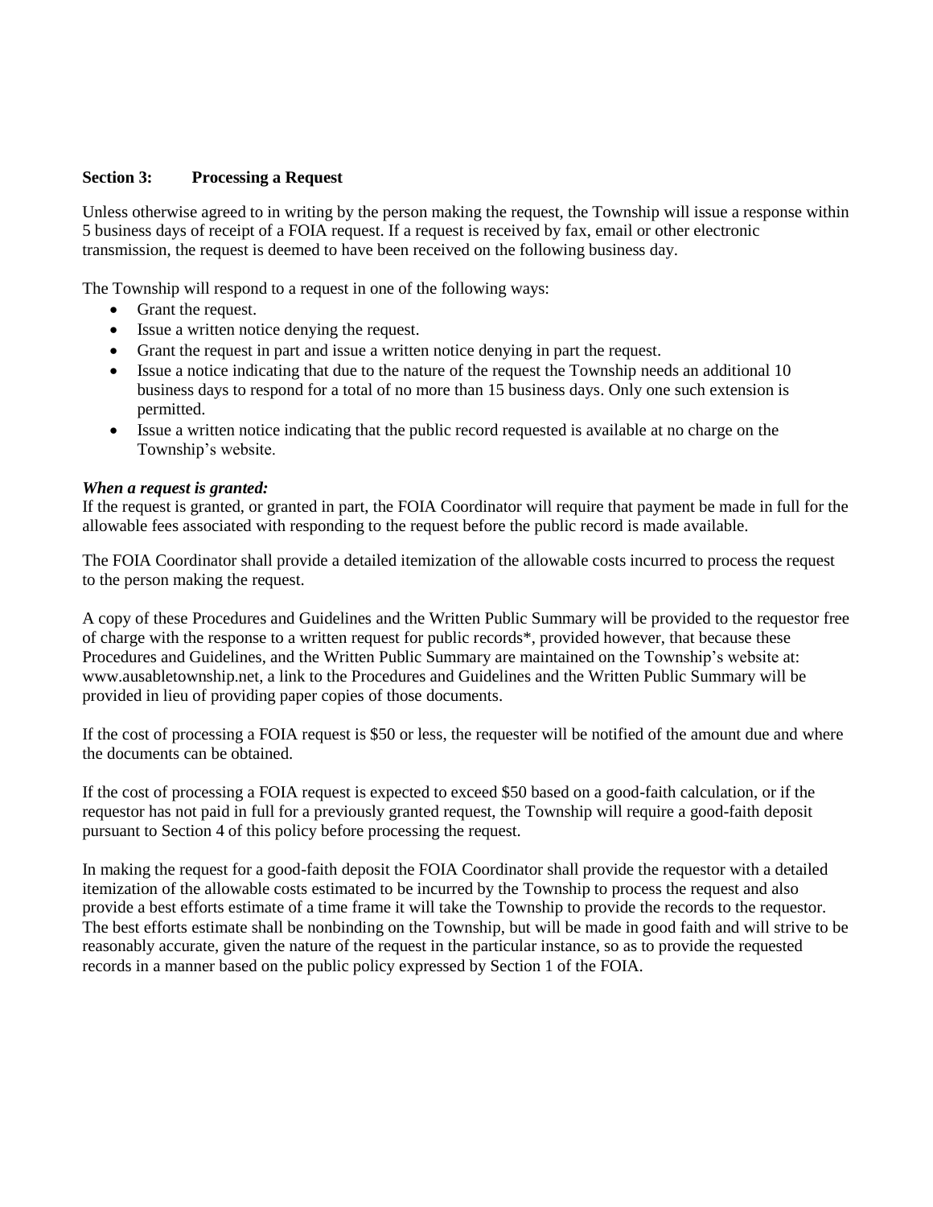## Section 3: Processing a Request

Unless otherwise agreed to in writing by the person making the request, the Township will issue a response within 5 business days of receipt of a FOIA request. If a request is received by fax, email or other electronic transmission, the request is deemed to have been received on the following business day.

The Township will respond to a request in one of the following ways:

- Grant the request.
- Issue a written notice denying the request.
- Grant the request in part and issue a written notice denying in part the request.
- Issue a notice indicating that due to the nature of the request the Township needs an additional 10 business days to respond for a total of no more than 15 business days. Only one such extension is permitted.
- Issue a written notice indicating that the public record requested is available at no charge on the Township's website.

***When a request is granted:***

If the request is granted, or granted in part, the FOIA Coordinator will require that payment be made in full for the allowable fees associated with responding to the request before the public record is made available.

The FOIA Coordinator shall provide a detailed itemization of the allowable costs incurred to process the request to the person making the request.

A copy of these Procedures and Guidelines and the Written Public Summary will be provided to the requestor free of charge with the response to a written request for public records*, provided however, that because these Procedures and Guidelines, and the Written Public Summary are maintained on the Township's website at: www.ausabletownship.net, a link to the Procedures and Guidelines and the Written Public Summary will be provided in lieu of providing paper copies of those documents.

If the cost of processing a FOIA request is $50 or less, the requester will be notified of the amount due and where the documents can be obtained.

If the cost of processing a FOIA request is expected to exceed $50 based on a good-faith calculation, or if the requestor has not paid in full for a previously granted request, the Township will require a good-faith deposit pursuant to Section 4 of this policy before processing the request.

In making the request for a good-faith deposit the FOIA Coordinator shall provide the requestor with a detailed itemization of the allowable costs estimated to be incurred by the Township to process the request and also provide a best efforts estimate of a time frame it will take the Township to provide the records to the requestor. The best efforts estimate shall be nonbinding on the Township, but will be made in good faith and will strive to be reasonably accurate, given the nature of the request in the particular instance, so as to provide the requested records in a manner based on the public policy expressed by Section 1 of the FOIA.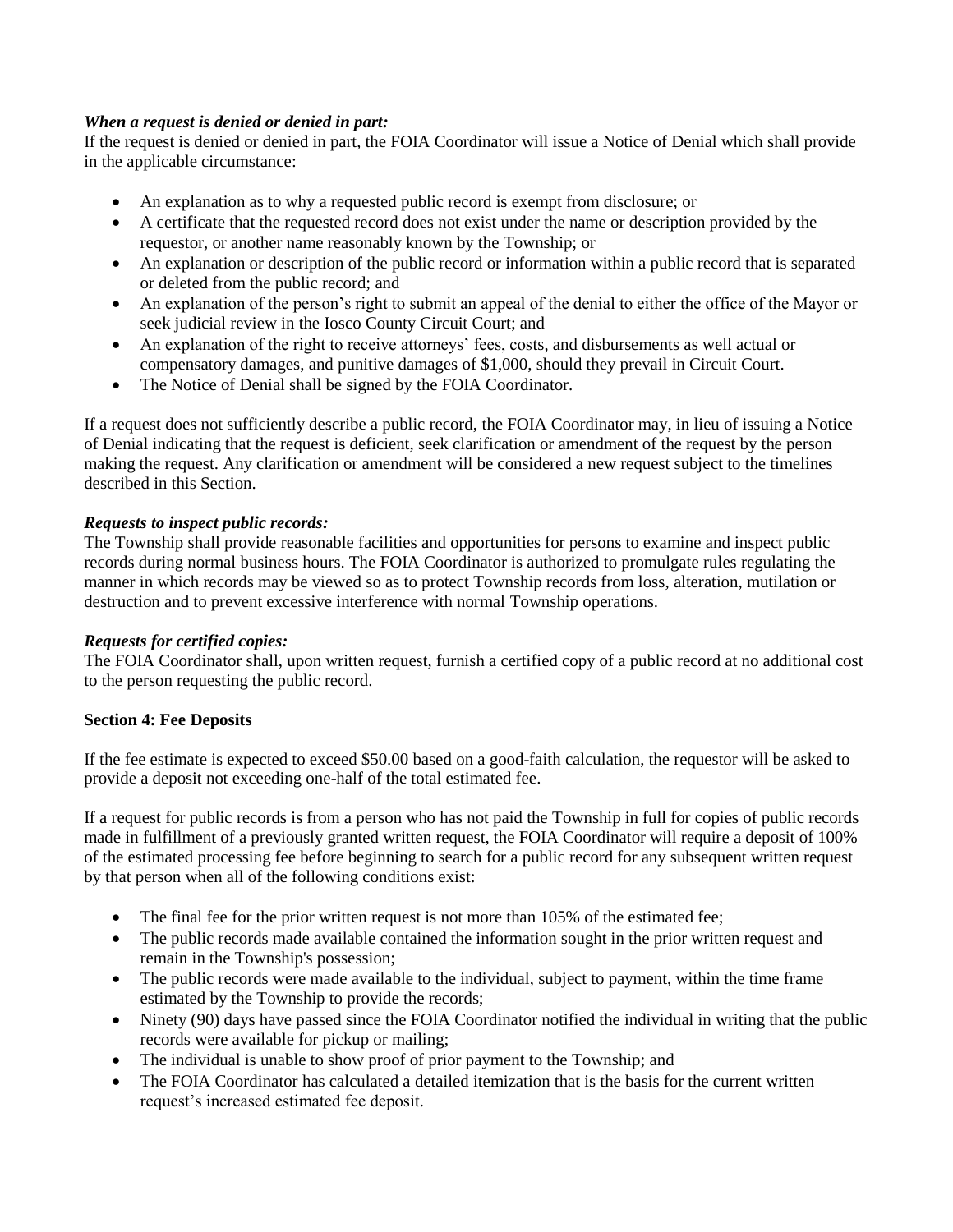***When a request is denied or denied in part:***
If the request is denied or denied in part, the FOIA Coordinator will issue a Notice of Denial which shall provide in the applicable circumstance:

- An explanation as to why a requested public record is exempt from disclosure; or
- A certificate that the requested record does not exist under the name or description provided by the requestor, or another name reasonably known by the Township; or
- An explanation or description of the public record or information within a public record that is separated or deleted from the public record; and
- An explanation of the person's right to submit an appeal of the denial to either the office of the Mayor or seek judicial review in the Iosco County Circuit Court; and
- An explanation of the right to receive attorneys' fees, costs, and disbursements as well actual or compensatory damages, and punitive damages of $1,000, should they prevail in Circuit Court.
- The Notice of Denial shall be signed by the FOIA Coordinator.

If a request does not sufficiently describe a public record, the FOIA Coordinator may, in lieu of issuing a Notice of Denial indicating that the request is deficient, seek clarification or amendment of the request by the person making the request. Any clarification or amendment will be considered a new request subject to the timelines described in this Section.

***Requests to inspect public records:***
The Township shall provide reasonable facilities and opportunities for persons to examine and inspect public records during normal business hours. The FOIA Coordinator is authorized to promulgate rules regulating the manner in which records may be viewed so as to protect Township records from loss, alteration, mutilation or destruction and to prevent excessive interference with normal Township operations.

***Requests for certified copies:***
The FOIA Coordinator shall, upon written request, furnish a certified copy of a public record at no additional cost to the person requesting the public record.

**Section 4: Fee Deposits**

If the fee estimate is expected to exceed $50.00 based on a good-faith calculation, the requestor will be asked to provide a deposit not exceeding one-half of the total estimated fee.

If a request for public records is from a person who has not paid the Township in full for copies of public records made in fulfillment of a previously granted written request, the FOIA Coordinator will require a deposit of 100% of the estimated processing fee before beginning to search for a public record for any subsequent written request by that person when all of the following conditions exist:

- The final fee for the prior written request is not more than 105% of the estimated fee;
- The public records made available contained the information sought in the prior written request and remain in the Township's possession;
- The public records were made available to the individual, subject to payment, within the time frame estimated by the Township to provide the records;
- Ninety (90) days have passed since the FOIA Coordinator notified the individual in writing that the public records were available for pickup or mailing;
- The individual is unable to show proof of prior payment to the Township; and
- The FOIA Coordinator has calculated a detailed itemization that is the basis for the current written request's increased estimated fee deposit.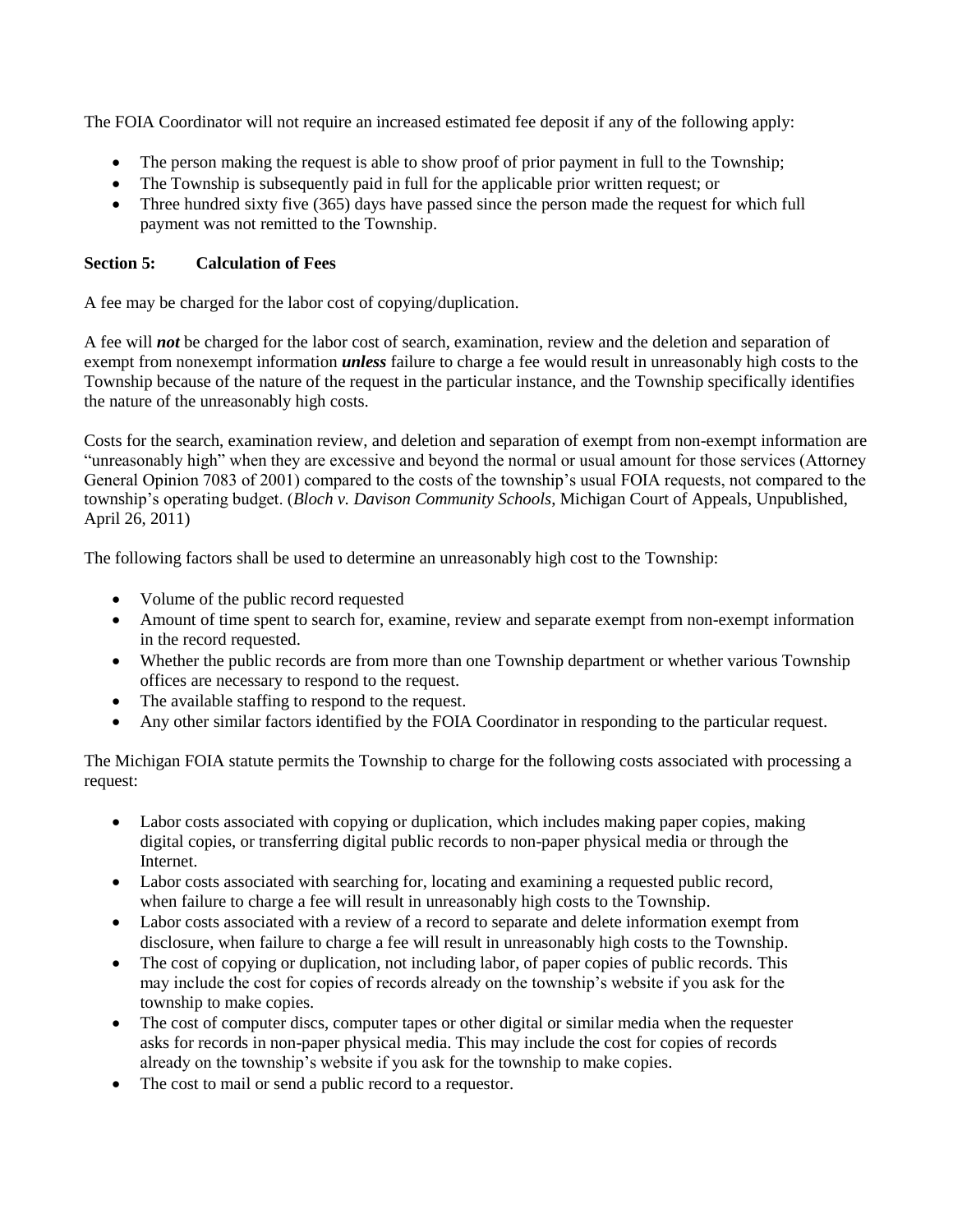The FOIA Coordinator will not require an increased estimated fee deposit if any of the following apply:

- The person making the request is able to show proof of prior payment in full to the Township;
- The Township is subsequently paid in full for the applicable prior written request; or
- Three hundred sixty five (365) days have passed since the person made the request for which full payment was not remitted to the Township.

**Section 5: Calculation of Fees**

A fee may be charged for the labor cost of copying/duplication.

A fee will ***not*** be charged for the labor cost of search, examination, review and the deletion and separation of exempt from nonexempt information ***unless*** failure to charge a fee would result in unreasonably high costs to the Township because of the nature of the request in the particular instance, and the Township specifically identifies the nature of the unreasonably high costs.

Costs for the search, examination review, and deletion and separation of exempt from non-exempt information are "unreasonably high" when they are excessive and beyond the normal or usual amount for those services (Attorney General Opinion 7083 of 2001) compared to the costs of the township's usual FOIA requests, not compared to the township's operating budget. (*Bloch v. Davison Community Schools*, Michigan Court of Appeals, Unpublished, April 26, 2011)

The following factors shall be used to determine an unreasonably high cost to the Township:

- Volume of the public record requested
- Amount of time spent to search for, examine, review and separate exempt from non-exempt information in the record requested.
- Whether the public records are from more than one Township department or whether various Township offices are necessary to respond to the request.
- The available staffing to respond to the request.
- Any other similar factors identified by the FOIA Coordinator in responding to the particular request.

The Michigan FOIA statute permits the Township to charge for the following costs associated with processing a request:

- Labor costs associated with copying or duplication, which includes making paper copies, making digital copies, or transferring digital public records to non-paper physical media or through the Internet.
- Labor costs associated with searching for, locating and examining a requested public record, when failure to charge a fee will result in unreasonably high costs to the Township.
- Labor costs associated with a review of a record to separate and delete information exempt from disclosure, when failure to charge a fee will result in unreasonably high costs to the Township.
- The cost of copying or duplication, not including labor, of paper copies of public records. This may include the cost for copies of records already on the township's website if you ask for the township to make copies.
- The cost of computer discs, computer tapes or other digital or similar media when the requester asks for records in non-paper physical media. This may include the cost for copies of records already on the township's website if you ask for the township to make copies.
- The cost to mail or send a public record to a requestor.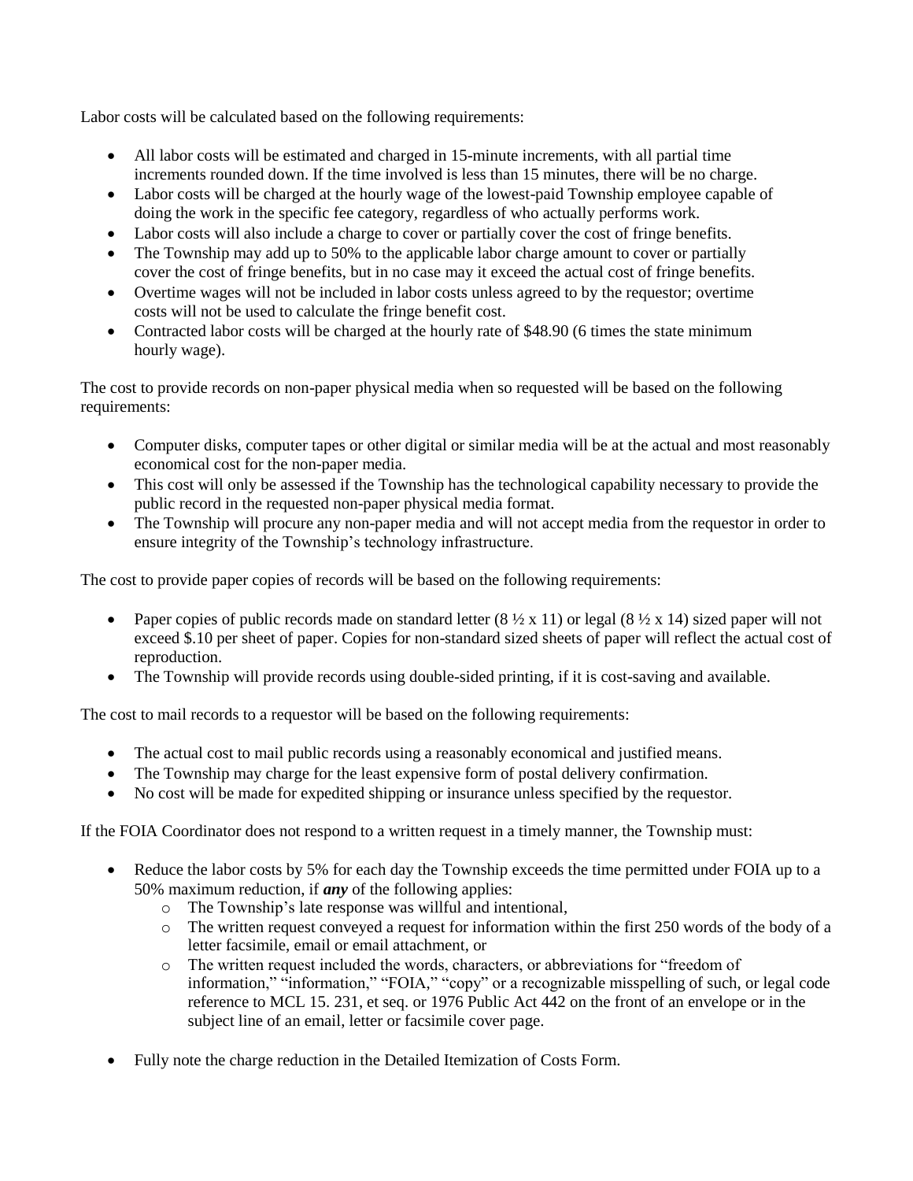Labor costs will be calculated based on the following requirements:

- All labor costs will be estimated and charged in 15-minute increments, with all partial time increments rounded down. If the time involved is less than 15 minutes, there will be no charge.
- Labor costs will be charged at the hourly wage of the lowest-paid Township employee capable of doing the work in the specific fee category, regardless of who actually performs work.
- Labor costs will also include a charge to cover or partially cover the cost of fringe benefits.
- The Township may add up to 50% to the applicable labor charge amount to cover or partially cover the cost of fringe benefits, but in no case may it exceed the actual cost of fringe benefits.
- Overtime wages will not be included in labor costs unless agreed to by the requestor; overtime costs will not be used to calculate the fringe benefit cost.
- Contracted labor costs will be charged at the hourly rate of $48.90 (6 times the state minimum hourly wage).

The cost to provide records on non-paper physical media when so requested will be based on the following requirements:

- Computer disks, computer tapes or other digital or similar media will be at the actual and most reasonably economical cost for the non-paper media.
- This cost will only be assessed if the Township has the technological capability necessary to provide the public record in the requested non-paper physical media format.
- The Township will procure any non-paper media and will not accept media from the requestor in order to ensure integrity of the Township's technology infrastructure.

The cost to provide paper copies of records will be based on the following requirements:

- Paper copies of public records made on standard letter (8 ½ x 11) or legal (8 ½ x 14) sized paper will not exceed $.10 per sheet of paper. Copies for non-standard sized sheets of paper will reflect the actual cost of reproduction.
- The Township will provide records using double-sided printing, if it is cost-saving and available.

The cost to mail records to a requestor will be based on the following requirements:

- The actual cost to mail public records using a reasonably economical and justified means.
- The Township may charge for the least expensive form of postal delivery confirmation.
- No cost will be made for expedited shipping or insurance unless specified by the requestor.

If the FOIA Coordinator does not respond to a written request in a timely manner, the Township must:

- Reduce the labor costs by 5% for each day the Township exceeds the time permitted under FOIA up to a 50% maximum reduction, if ***any*** of the following applies:
  - The Township's late response was willful and intentional,
  - The written request conveyed a request for information within the first 250 words of the body of a letter facsimile, email or email attachment, or
  - The written request included the words, characters, or abbreviations for "freedom of information," "information," "FOIA," "copy" or a recognizable misspelling of such, or legal code reference to MCL 15. 231, et seq. or 1976 Public Act 442 on the front of an envelope or in the subject line of an email, letter or facsimile cover page.
- Fully note the charge reduction in the Detailed Itemization of Costs Form.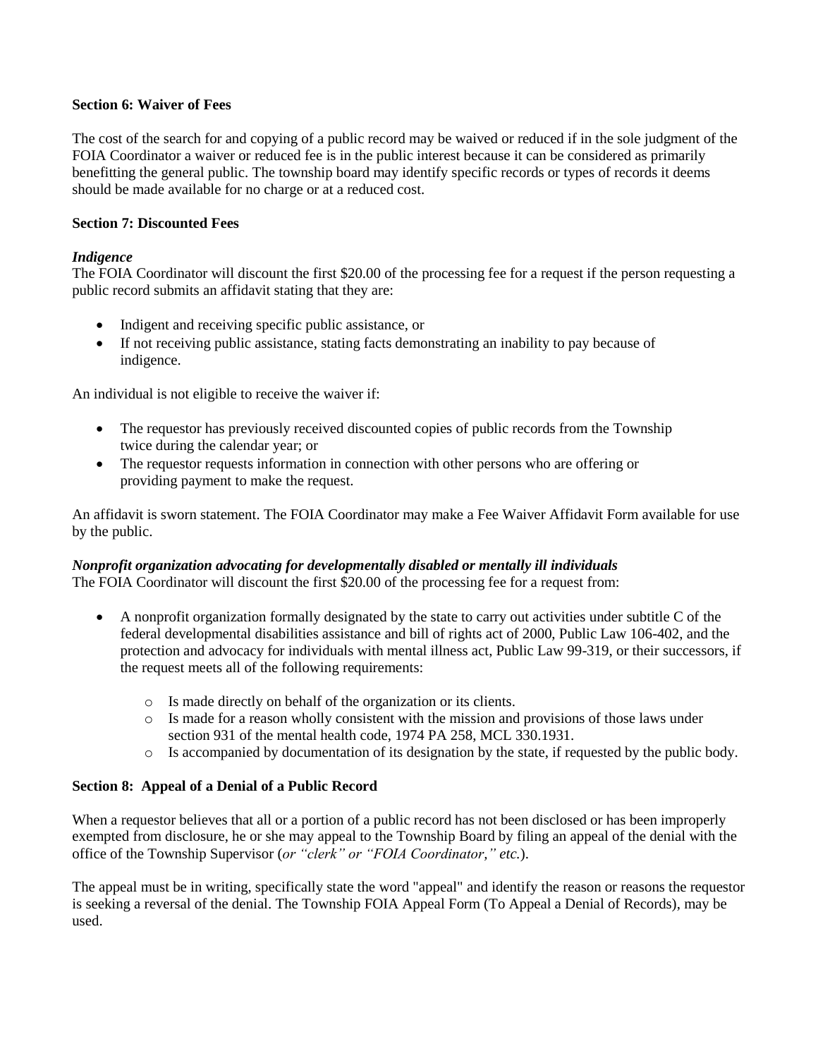**Section 6: Waiver of Fees**

The cost of the search for and copying of a public record may be waived or reduced if in the sole judgment of the FOIA Coordinator a waiver or reduced fee is in the public interest because it can be considered as primarily benefitting the general public. The township board may identify specific records or types of records it deems should be made available for no charge or at a reduced cost.

**Section 7: Discounted Fees**

***Indigence***

The FOIA Coordinator will discount the first $20.00 of the processing fee for a request if the person requesting a public record submits an affidavit stating that they are:

- Indigent and receiving specific public assistance, or
- If not receiving public assistance, stating facts demonstrating an inability to pay because of indigence.

An individual is not eligible to receive the waiver if:

- The requestor has previously received discounted copies of public records from the Township twice during the calendar year; or
- The requestor requests information in connection with other persons who are offering or providing payment to make the request.

An affidavit is sworn statement. The FOIA Coordinator may make a Fee Waiver Affidavit Form available for use by the public.

***Nonprofit organization advocating for developmentally disabled or mentally ill individuals***

The FOIA Coordinator will discount the first $20.00 of the processing fee for a request from:

- A nonprofit organization formally designated by the state to carry out activities under subtitle C of the federal developmental disabilities assistance and bill of rights act of 2000, Public Law 106-402, and the protection and advocacy for individuals with mental illness act, Public Law 99-319, or their successors, if the request meets all of the following requirements:
  - Is made directly on behalf of the organization or its clients.
  - Is made for a reason wholly consistent with the mission and provisions of those laws under section 931 of the mental health code, 1974 PA 258, MCL 330.1931.
  - Is accompanied by documentation of its designation by the state, if requested by the public body.

**Section 8: Appeal of a Denial of a Public Record**

When a requestor believes that all or a portion of a public record has not been disclosed or has been improperly exempted from disclosure, he or she may appeal to the Township Board by filing an appeal of the denial with the office of the Township Supervisor (*or "clerk" or "FOIA Coordinator," etc.*).

The appeal must be in writing, specifically state the word "appeal" and identify the reason or reasons the requestor is seeking a reversal of the denial. The Township FOIA Appeal Form (To Appeal a Denial of Records), may be used.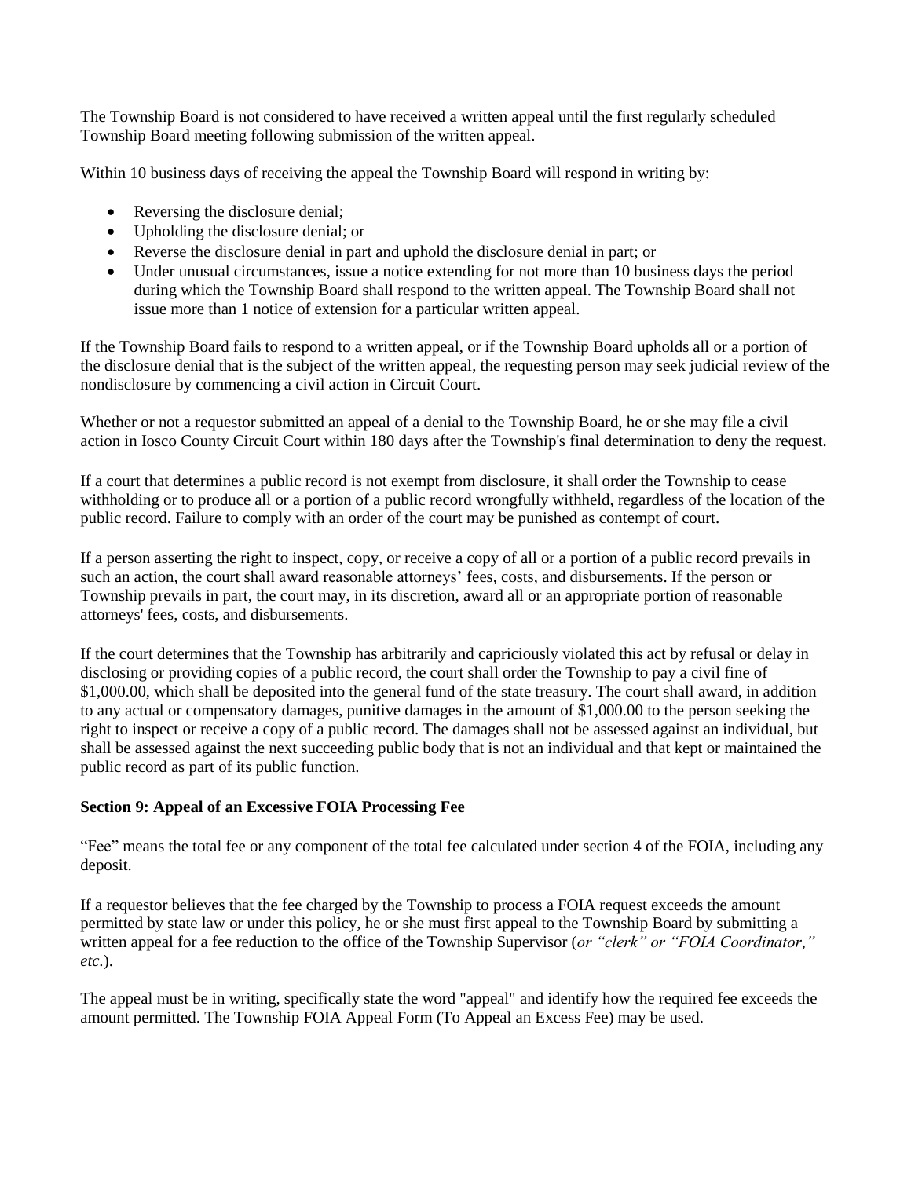The Township Board is not considered to have received a written appeal until the first regularly scheduled Township Board meeting following submission of the written appeal.

Within 10 business days of receiving the appeal the Township Board will respond in writing by:

- Reversing the disclosure denial;
- Upholding the disclosure denial; or
- Reverse the disclosure denial in part and uphold the disclosure denial in part; or
- Under unusual circumstances, issue a notice extending for not more than 10 business days the period during which the Township Board shall respond to the written appeal. The Township Board shall not issue more than 1 notice of extension for a particular written appeal.

If the Township Board fails to respond to a written appeal, or if the Township Board upholds all or a portion of the disclosure denial that is the subject of the written appeal, the requesting person may seek judicial review of the nondisclosure by commencing a civil action in Circuit Court.

Whether or not a requestor submitted an appeal of a denial to the Township Board, he or she may file a civil action in Iosco County Circuit Court within 180 days after the Township's final determination to deny the request.

If a court that determines a public record is not exempt from disclosure, it shall order the Township to cease withholding or to produce all or a portion of a public record wrongfully withheld, regardless of the location of the public record. Failure to comply with an order of the court may be punished as contempt of court.

If a person asserting the right to inspect, copy, or receive a copy of all or a portion of a public record prevails in such an action, the court shall award reasonable attorneys' fees, costs, and disbursements. If the person or Township prevails in part, the court may, in its discretion, award all or an appropriate portion of reasonable attorneys' fees, costs, and disbursements.

If the court determines that the Township has arbitrarily and capriciously violated this act by refusal or delay in disclosing or providing copies of a public record, the court shall order the Township to pay a civil fine of $1,000.00, which shall be deposited into the general fund of the state treasury. The court shall award, in addition to any actual or compensatory damages, punitive damages in the amount of $1,000.00 to the person seeking the right to inspect or receive a copy of a public record. The damages shall not be assessed against an individual, but shall be assessed against the next succeeding public body that is not an individual and that kept or maintained the public record as part of its public function.

**Section 9: Appeal of an Excessive FOIA Processing Fee**

"Fee" means the total fee or any component of the total fee calculated under section 4 of the FOIA, including any deposit.

If a requestor believes that the fee charged by the Township to process a FOIA request exceeds the amount permitted by state law or under this policy, he or she must first appeal to the Township Board by submitting a written appeal for a fee reduction to the office of the Township Supervisor (*or "clerk" or "FOIA Coordinator," etc.*).

The appeal must be in writing, specifically state the word "appeal" and identify how the required fee exceeds the amount permitted. The Township FOIA Appeal Form (To Appeal an Excess Fee) may be used.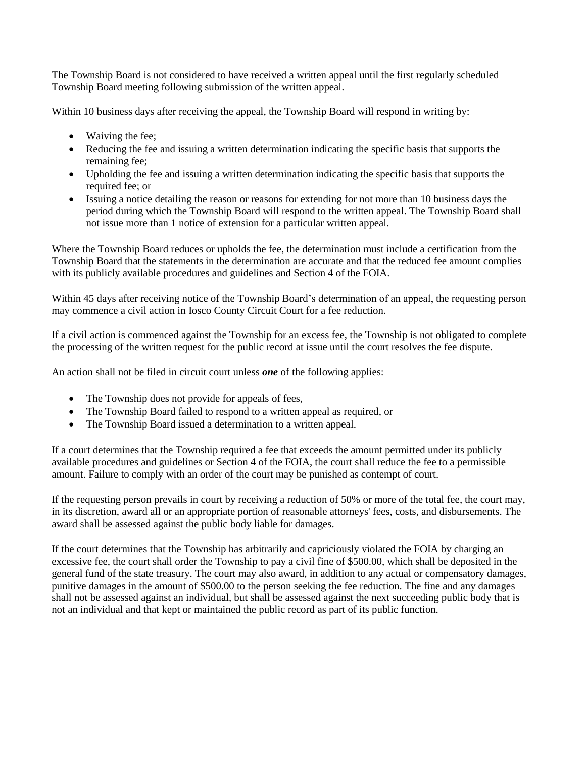The Township Board is not considered to have received a written appeal until the first regularly scheduled Township Board meeting following submission of the written appeal.

Within 10 business days after receiving the appeal, the Township Board will respond in writing by:

- Waiving the fee;
- Reducing the fee and issuing a written determination indicating the specific basis that supports the remaining fee;
- Upholding the fee and issuing a written determination indicating the specific basis that supports the required fee; or
- Issuing a notice detailing the reason or reasons for extending for not more than 10 business days the period during which the Township Board will respond to the written appeal. The Township Board shall not issue more than 1 notice of extension for a particular written appeal.

Where the Township Board reduces or upholds the fee, the determination must include a certification from the Township Board that the statements in the determination are accurate and that the reduced fee amount complies with its publicly available procedures and guidelines and Section 4 of the FOIA.

Within 45 days after receiving notice of the Township Board's determination of an appeal, the requesting person may commence a civil action in Iosco County Circuit Court for a fee reduction.

If a civil action is commenced against the Township for an excess fee, the Township is not obligated to complete the processing of the written request for the public record at issue until the court resolves the fee dispute.

An action shall not be filed in circuit court unless ***one*** of the following applies:

- The Township does not provide for appeals of fees,
- The Township Board failed to respond to a written appeal as required, or
- The Township Board issued a determination to a written appeal.

If a court determines that the Township required a fee that exceeds the amount permitted under its publicly available procedures and guidelines or Section 4 of the FOIA, the court shall reduce the fee to a permissible amount. Failure to comply with an order of the court may be punished as contempt of court.

If the requesting person prevails in court by receiving a reduction of 50% or more of the total fee, the court may, in its discretion, award all or an appropriate portion of reasonable attorneys' fees, costs, and disbursements. The award shall be assessed against the public body liable for damages.

If the court determines that the Township has arbitrarily and capriciously violated the FOIA by charging an excessive fee, the court shall order the Township to pay a civil fine of $500.00, which shall be deposited in the general fund of the state treasury. The court may also award, in addition to any actual or compensatory damages, punitive damages in the amount of $500.00 to the person seeking the fee reduction. The fine and any damages shall not be assessed against an individual, but shall be assessed against the next succeeding public body that is not an individual and that kept or maintained the public record as part of its public function.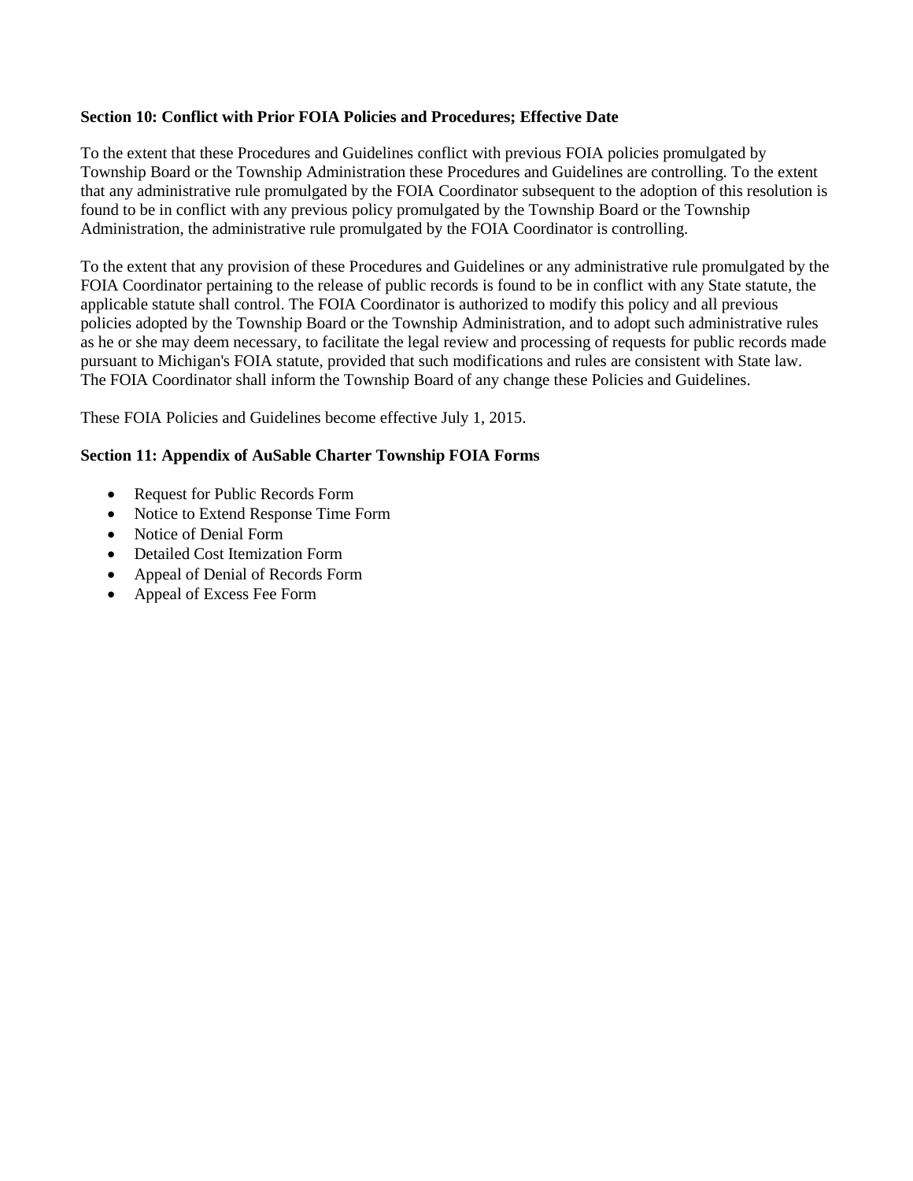**Section 10: Conflict with Prior FOIA Policies and Procedures; Effective Date**

To the extent that these Procedures and Guidelines conflict with previous FOIA policies promulgated by Township Board or the Township Administration these Procedures and Guidelines are controlling. To the extent that any administrative rule promulgated by the FOIA Coordinator subsequent to the adoption of this resolution is found to be in conflict with any previous policy promulgated by the Township Board or the Township Administration, the administrative rule promulgated by the FOIA Coordinator is controlling.

To the extent that any provision of these Procedures and Guidelines or any administrative rule promulgated by the FOIA Coordinator pertaining to the release of public records is found to be in conflict with any State statute, the applicable statute shall control. The FOIA Coordinator is authorized to modify this policy and all previous policies adopted by the Township Board or the Township Administration, and to adopt such administrative rules as he or she may deem necessary, to facilitate the legal review and processing of requests for public records made pursuant to Michigan's FOIA statute, provided that such modifications and rules are consistent with State law. The FOIA Coordinator shall inform the Township Board of any change these Policies and Guidelines.

These FOIA Policies and Guidelines become effective July 1, 2015.

**Section 11: Appendix of AuSable Charter Township FOIA Forms**

- Request for Public Records Form
- Notice to Extend Response Time Form
- Notice of Denial Form
- Detailed Cost Itemization Form
- Appeal of Denial of Records Form
- Appeal of Excess Fee Form